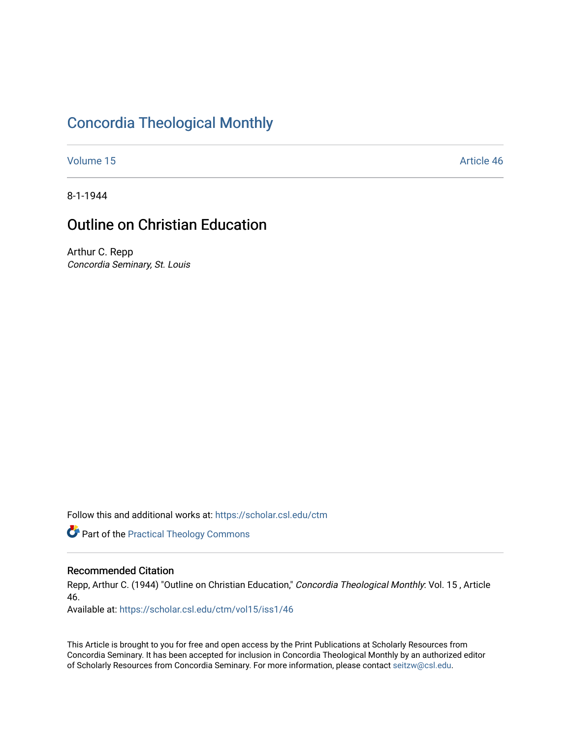# Concordia Theological Monthly

Volume 15 | Article 46

8-1-1944

## Outline on Christian Education

Arthur C. Repp
*Concordia Seminary, St. Louis*

Follow this and additional works at: https://scholar.csl.edu/ctm

Part of the Practical Theology Commons

### Recommended Citation

Repp, Arthur C. (1944) "Outline on Christian Education," *Concordia Theological Monthly*: Vol. 15 , Article 46.
Available at: https://scholar.csl.edu/ctm/vol15/iss1/46

This Article is brought to you for free and open access by the Print Publications at Scholarly Resources from Concordia Seminary. It has been accepted for inclusion in Concordia Theological Monthly by an authorized editor of Scholarly Resources from Concordia Seminary. For more information, please contact seitzw@csl.edu.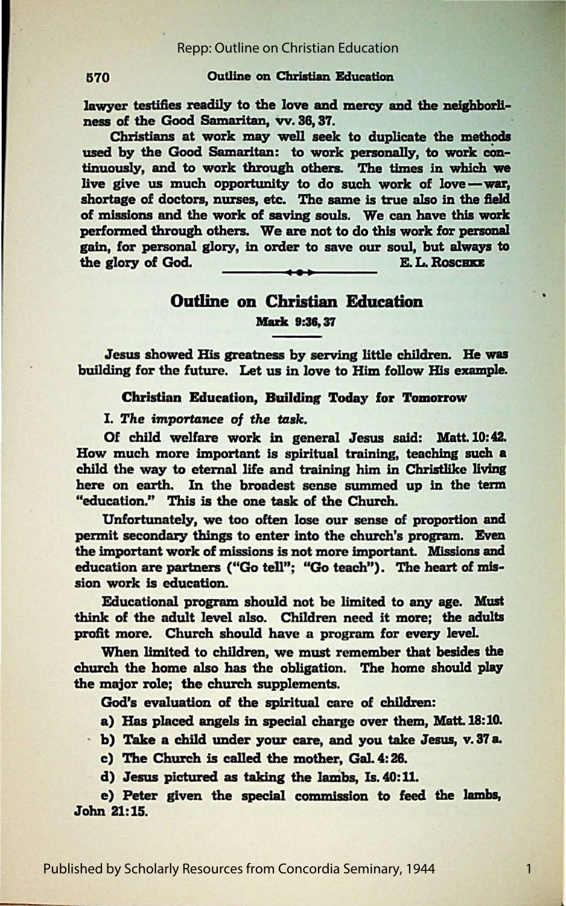lawyer testifies readily to the love and mercy and the neighborliness of the Good Samaritan, vv. 36, 37.

Christians at work may well seek to duplicate the methods used by the Good Samaritan: to work personally, to work continuously, and to work through others. The times in which we live give us much opportunity to do such work of love — war, shortage of doctors, nurses, etc. The same is true also in the field of missions and the work of saving souls. We can have this work performed through others. We are not to do this work for personal gain, for personal glory, in order to save our soul, but always to the glory of God.

E. L. Roschke

## Outline on Christian Education

**Mark 9:36, 37**

Jesus showed His greatness by serving little children. He was building for the future. Let us in love to Him follow His example.

### Christian Education, Building Today for Tomorrow

I. *The importance of the task.*

Of child welfare work in general Jesus said: Matt. 10:42. How much more important is spiritual training, teaching such a child the way to eternal life and training him in Christlike living here on earth. In the broadest sense summed up in the term "education." This is the one task of the Church.

Unfortunately, we too often lose our sense of proportion and permit secondary things to enter into the church's program. Even the important work of missions is not more important. Missions and education are partners ("Go tell"; "Go teach"). The heart of mission work is education.

Educational program should not be limited to any age. Must think of the adult level also. Children need it more; the adults profit more. Church should have a program for every level.

When limited to children, we must remember that besides the church the home also has the obligation. The home should play the major role; the church supplements.

God's evaluation of the spiritual care of children:

a) Has placed angels in special charge over them, Matt. 18:10.

b) Take a child under your care, and you take Jesus, v. 37 a.

c) The Church is called the mother, Gal. 4:26.

d) Jesus pictured as taking the lambs, Is. 40:11.

e) Peter given the special commission to feed the lambs, John 21:15.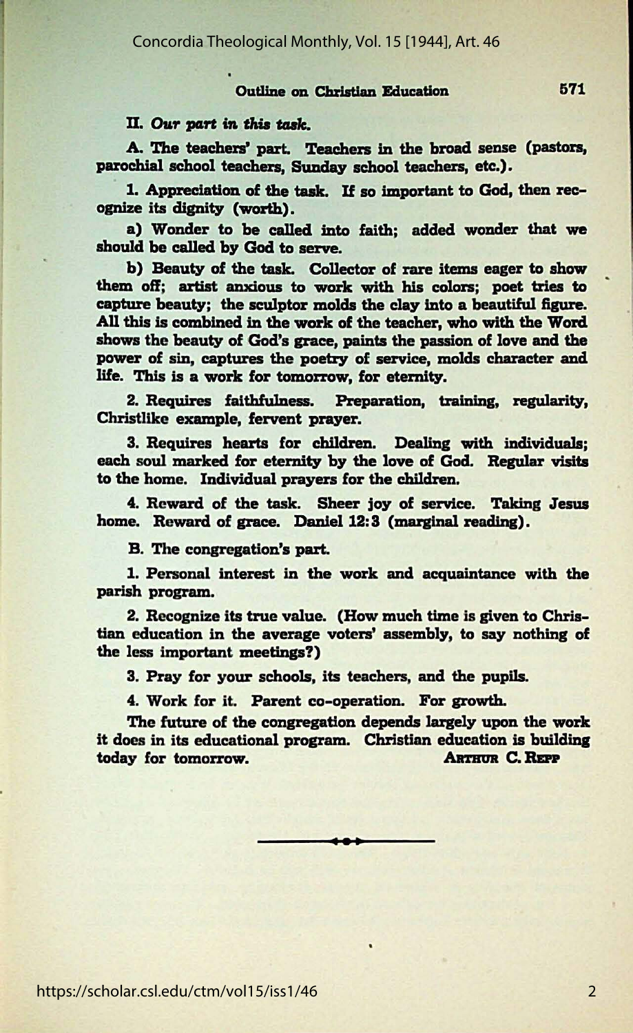II. *Our part in this task.*

A. The teachers' part. Teachers in the broad sense (pastors, parochial school teachers, Sunday school teachers, etc.).

1. Appreciation of the task. If so important to God, then recognize its dignity (worth).

a) Wonder to be called into faith; added wonder that we should be called by God to serve.

b) Beauty of the task. Collector of rare items eager to show them off; artist anxious to work with his colors; poet tries to capture beauty; the sculptor molds the clay into a beautiful figure. All this is combined in the work of the teacher, who with the Word shows the beauty of God's grace, paints the passion of love and the power of sin, captures the poetry of service, molds character and life. This is a work for tomorrow, for eternity.

2. Requires faithfulness. Preparation, training, regularity, Christlike example, fervent prayer.

3. Requires hearts for children. Dealing with individuals; each soul marked for eternity by the love of God. Regular visits to the home. Individual prayers for the children.

4. Reward of the task. Sheer joy of service. Taking Jesus home. Reward of grace. Daniel 12:3 (marginal reading).

B. The congregation's part.

1. Personal interest in the work and acquaintance with the parish program.

2. Recognize its true value. (How much time is given to Christian education in the average voters' assembly, to say nothing of the less important meetings?)

3. Pray for your schools, its teachers, and the pupils.

4. Work for it. Parent co-operation. For growth.

The future of the congregation depends largely upon the work it does in its educational program. Christian education is building today for tomorrow.

ARTHUR C. REPP